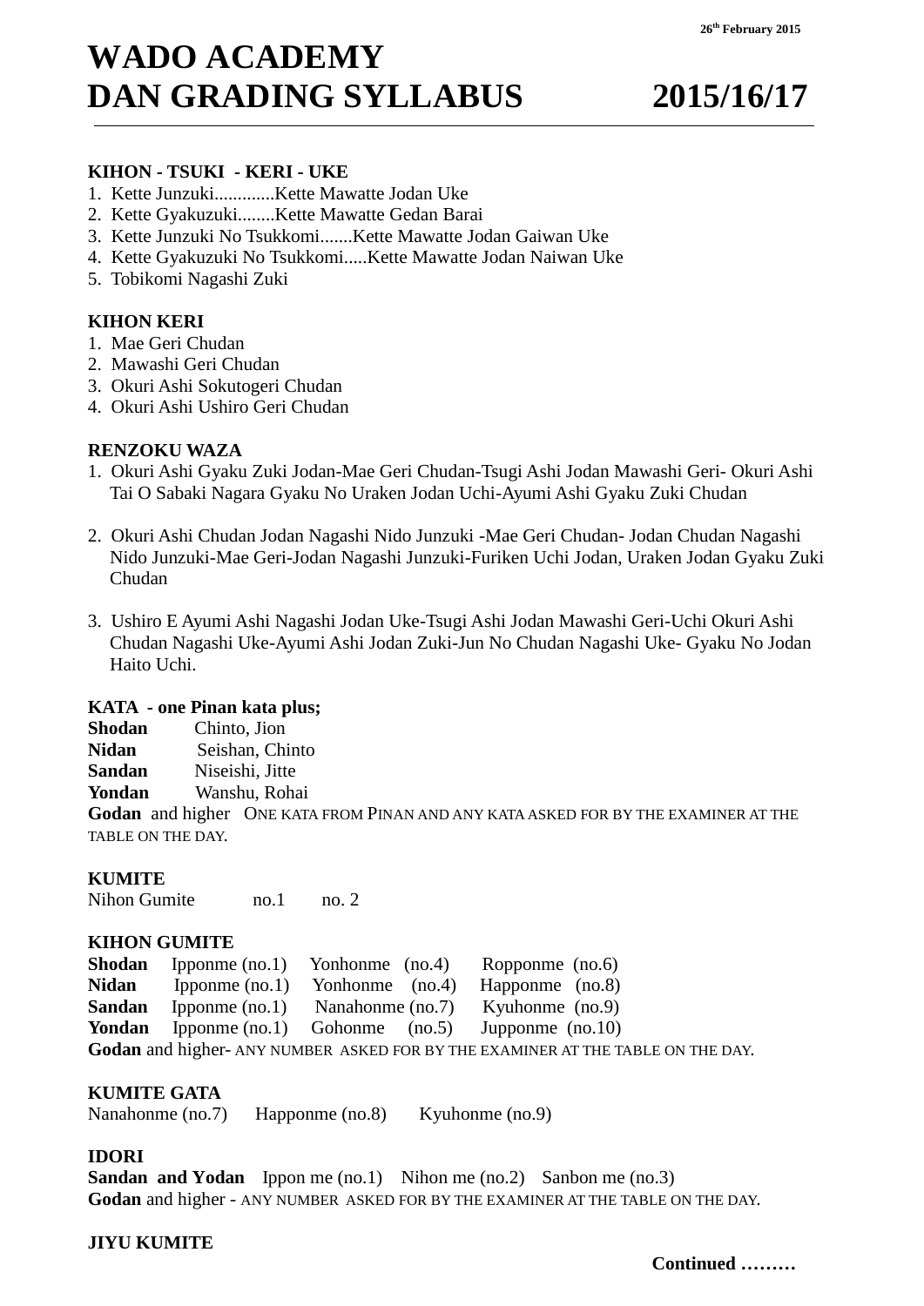26th February 2015

# WADO ACADEMY
# DAN GRADING SYLLABUS 2015/16/17

**KIHON - TSUKI - KERI - UKE**

1. Kette Junzuki.............Kette Mawatte Jodan Uke
2. Kette Gyakuzuki........Kette Mawatte Gedan Barai
3. Kette Junzuki No Tsukkomi.......Kette Mawatte Jodan Gaiwan Uke
4. Kette Gyakuzuki No Tsukkomi.....Kette Mawatte Jodan Naiwan Uke
5. Tobikomi Nagashi Zuki

**KIHON KERI**

1. Mae Geri Chudan
2. Mawashi Geri Chudan
3. Okuri Ashi Sokutogeri Chudan
4. Okuri Ashi Ushiro Geri Chudan

**RENZOKU WAZA**

1. Okuri Ashi Gyaku Zuki Jodan-Mae Geri Chudan-Tsugi Ashi Jodan Mawashi Geri- Okuri Ashi Tai O Sabaki Nagara Gyaku No Uraken Jodan Uchi-Ayumi Ashi Gyaku Zuki Chudan

2. Okuri Ashi Chudan Jodan Nagashi Nido Junzuki -Mae Geri Chudan- Jodan Chudan Nagashi Nido Junzuki-Mae Geri-Jodan Nagashi Junzuki-Furiken Uchi Jodan, Uraken Jodan Gyaku Zuki Chudan

3. Ushiro E Ayumi Ashi Nagashi Jodan Uke-Tsugi Ashi Jodan Mawashi Geri-Uchi Okuri Ashi Chudan Nagashi Uke-Ayumi Ashi Jodan Zuki-Jun No Chudan Nagashi Uke- Gyaku No Jodan Haito Uchi.

**KATA - one Pinan kata plus;**

**Shodan** Chinto, Jion
**Nidan** Seishan, Chinto
**Sandan** Niseishi, Jitte
**Yondan** Wanshu, Rohai
**Godan** and higher ONE KATA FROM PINAN AND ANY KATA ASKED FOR BY THE EXAMINER AT THE TABLE ON THE DAY.

**KUMITE**

Nihon Gumite no.1 no. 2

**KIHON GUMITE**

**Shodan** Ipponme (no.1) Yonhonme (no.4) Ropponme (no.6)
**Nidan** Ipponme (no.1) Yonhonme (no.4) Happonme (no.8)
**Sandan** Ipponme (no.1) Nanahonme (no.7) Kyuhonme (no.9)
**Yondan** Ipponme (no.1) Gohonme (no.5) Jupponme (no.10)
**Godan** and higher- ANY NUMBER ASKED FOR BY THE EXAMINER AT THE TABLE ON THE DAY.

**KUMITE GATA**

Nanahonme (no.7) Happonme (no.8) Kyuhonme (no.9)

**IDORI**

**Sandan and Yodan** Ippon me (no.1) Nihon me (no.2) Sanbon me (no.3)
**Godan** and higher - ANY NUMBER ASKED FOR BY THE EXAMINER AT THE TABLE ON THE DAY.

**JIYU KUMITE**

**Continued ………**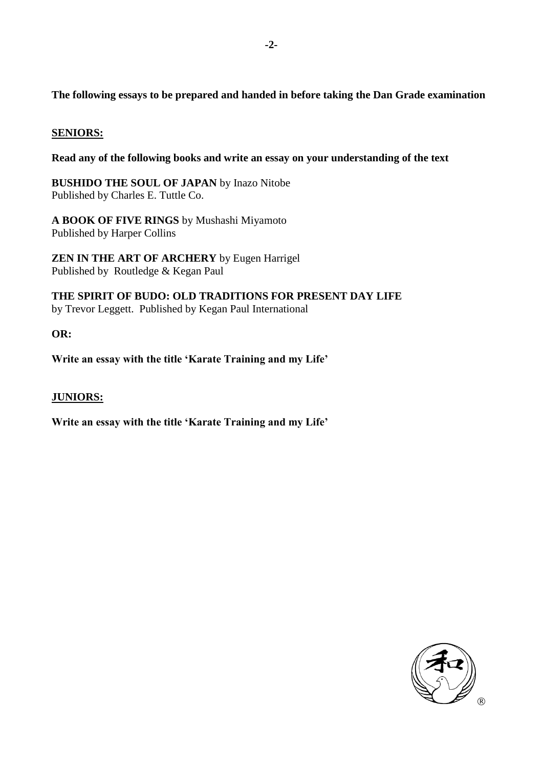**The following essays to be prepared and handed in before taking the Dan Grade examination**

**SENIORS:**

**Read any of the following books and write an essay on your understanding of the text**

**BUSHIDO THE SOUL OF JAPAN** by Inazo Nitobe
Published by Charles E. Tuttle Co.

**A BOOK OF FIVE RINGS** by Mushashi Miyamoto
Published by Harper Collins

**ZEN IN THE ART OF ARCHERY** by Eugen Harrigel
Published by Routledge & Kegan Paul

**THE SPIRIT OF BUDO: OLD TRADITIONS FOR PRESENT DAY LIFE**
by Trevor Leggett. Published by Kegan Paul International

**OR:**

**Write an essay with the title 'Karate Training and my Life'**

**JUNIORS:**

**Write an essay with the title 'Karate Training and my Life'**